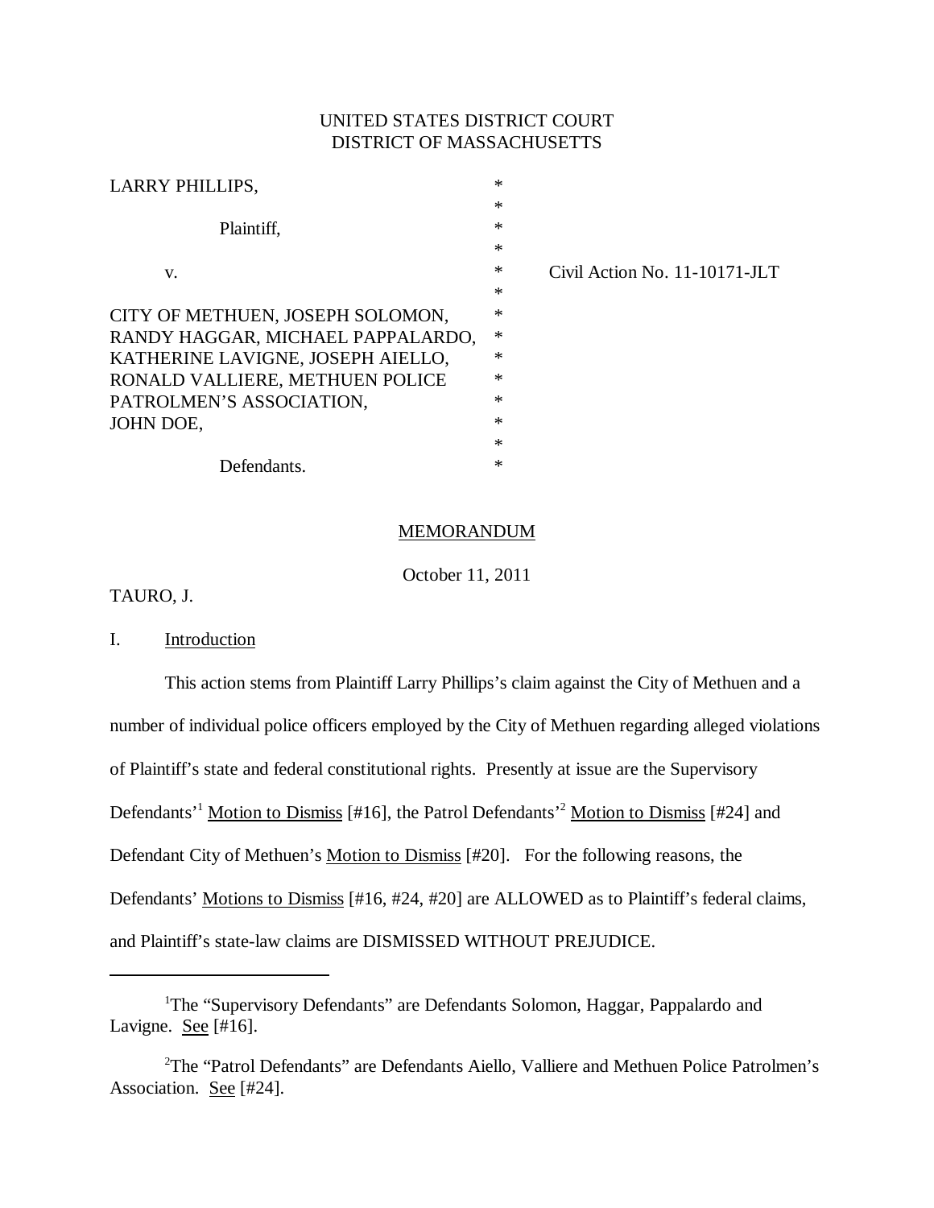UNITED STATES DISTRICT COURT
DISTRICT OF MASSACHUSETTS

| | | |
|---|---|---|
| LARRY PHILLIPS, | * | |
| | * | |
| Plaintiff, | * | |
| | * | |
| v. | * | Civil Action No. 11-10171-JLT |
| | * | |
| CITY OF METHUEN, JOSEPH SOLOMON, RANDY HAGGAR, MICHAEL PAPPALARDO, KATHERINE LAVIGNE, JOSEPH AIELLO, RONALD VALLIERE, METHUEN POLICE PATROLMEN'S ASSOCIATION, JOHN DOE, | * | |
| | * | |
| Defendants. | * | |

MEMORANDUM

October 11, 2011

TAURO, J.

## I. Introduction

This action stems from Plaintiff Larry Phillips's claim against the City of Methuen and a number of individual police officers employed by the City of Methuen regarding alleged violations of Plaintiff's state and federal constitutional rights. Presently at issue are the Supervisory Defendants'[1] Motion to Dismiss [#16], the Patrol Defendants'[2] Motion to Dismiss [#24] and Defendant City of Methuen's Motion to Dismiss [#20]. For the following reasons, the Defendants' Motions to Dismiss [#16, #24, #20] are ALLOWED as to Plaintiff's federal claims, and Plaintiff's state-law claims are DISMISSED WITHOUT PREJUDICE.

---

[1] The "Supervisory Defendants" are Defendants Solomon, Haggar, Pappalardo and Lavigne. See [#16].

[2] The "Patrol Defendants" are Defendants Aiello, Valliere and Methuen Police Patrolmen's Association. See [#24].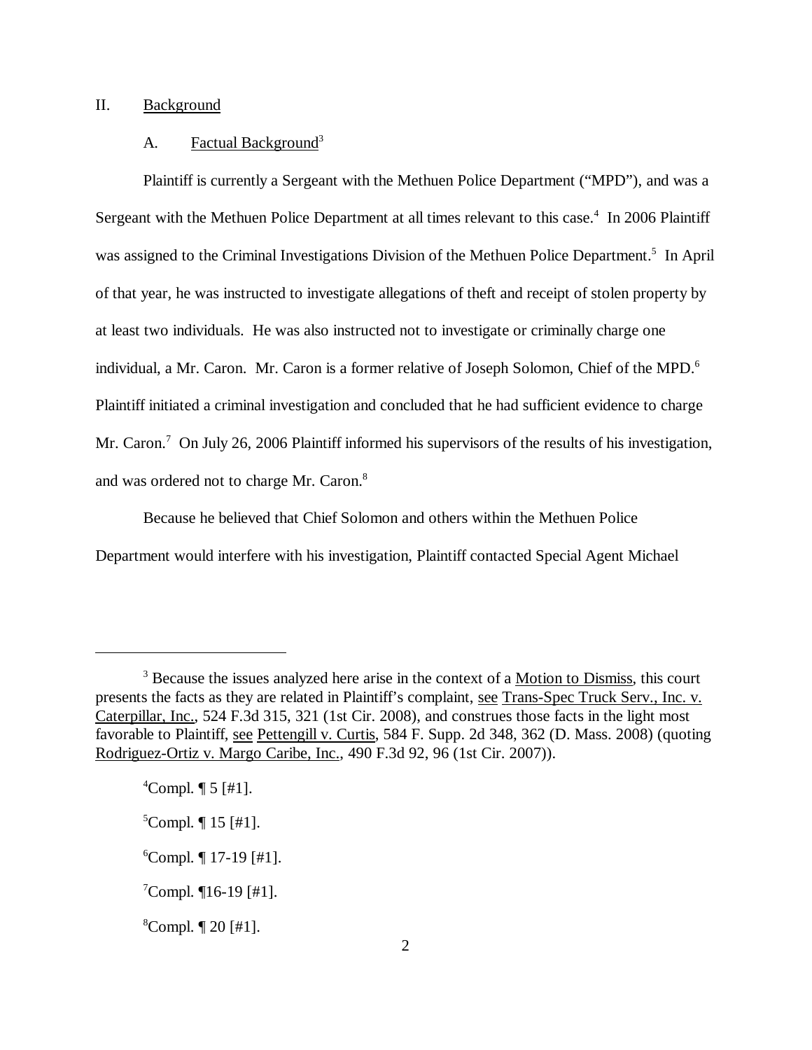## II. Background

### A. Factual Background[3]

Plaintiff is currently a Sergeant with the Methuen Police Department ("MPD"), and was a Sergeant with the Methuen Police Department at all times relevant to this case.[4] In 2006 Plaintiff was assigned to the Criminal Investigations Division of the Methuen Police Department.[5] In April of that year, he was instructed to investigate allegations of theft and receipt of stolen property by at least two individuals. He was also instructed not to investigate or criminally charge one individual, a Mr. Caron. Mr. Caron is a former relative of Joseph Solomon, Chief of the MPD.[6] Plaintiff initiated a criminal investigation and concluded that he had sufficient evidence to charge Mr. Caron.[7] On July 26, 2006 Plaintiff informed his supervisors of the results of his investigation, and was ordered not to charge Mr. Caron.[8]

Because he believed that Chief Solomon and others within the Methuen Police Department would interfere with his investigation, Plaintiff contacted Special Agent Michael

---

[3] Because the issues analyzed here arise in the context of a Motion to Dismiss, this court presents the facts as they are related in Plaintiff's complaint, see Trans-Spec Truck Serv., Inc. v. Caterpillar, Inc., 524 F.3d 315, 321 (1st Cir. 2008), and construes those facts in the light most favorable to Plaintiff, see Pettengill v. Curtis, 584 F. Supp. 2d 348, 362 (D. Mass. 2008) (quoting Rodriguez-Ortiz v. Margo Caribe, Inc., 490 F.3d 92, 96 (1st Cir. 2007)).

[4] Compl. ¶ 5 [#1].

[5] Compl. ¶ 15 [#1].

[6] Compl. ¶ 17-19 [#1].

[7] Compl. ¶16-19 [#1].

[8] Compl. ¶ 20 [#1].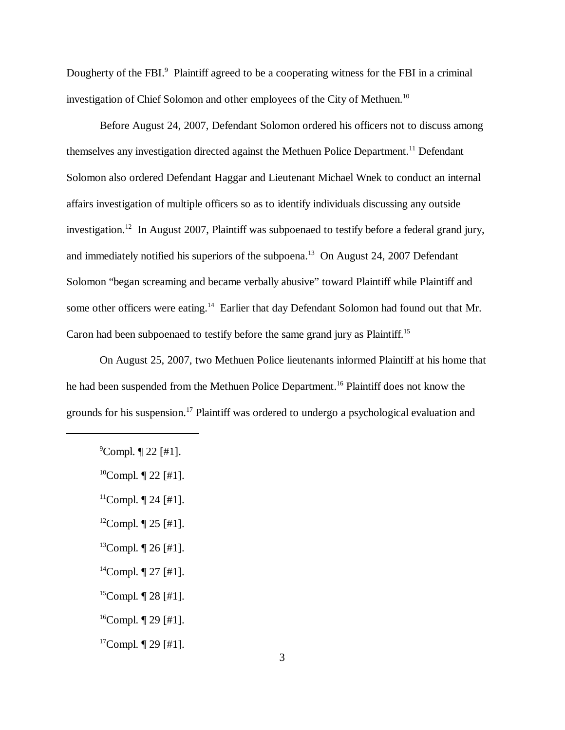Dougherty of the FBI.[9] Plaintiff agreed to be a cooperating witness for the FBI in a criminal investigation of Chief Solomon and other employees of the City of Methuen.[10]

Before August 24, 2007, Defendant Solomon ordered his officers not to discuss among themselves any investigation directed against the Methuen Police Department.[11] Defendant Solomon also ordered Defendant Haggar and Lieutenant Michael Wnek to conduct an internal affairs investigation of multiple officers so as to identify individuals discussing any outside investigation.[12] In August 2007, Plaintiff was subpoenaed to testify before a federal grand jury, and immediately notified his superiors of the subpoena.[13] On August 24, 2007 Defendant Solomon "began screaming and became verbally abusive" toward Plaintiff while Plaintiff and some other officers were eating.[14] Earlier that day Defendant Solomon had found out that Mr. Caron had been subpoenaed to testify before the same grand jury as Plaintiff.[15]

On August 25, 2007, two Methuen Police lieutenants informed Plaintiff at his home that he had been suspended from the Methuen Police Department.[16] Plaintiff does not know the grounds for his suspension.[17] Plaintiff was ordered to undergo a psychological evaluation and

---

[9] Compl. ¶ 22 [#1].

[10] Compl. ¶ 22 [#1].

[11] Compl. ¶ 24 [#1].

[12] Compl. ¶ 25 [#1].

[13] Compl. ¶ 26 [#1].

[14] Compl. ¶ 27 [#1].

[15] Compl. ¶ 28 [#1].

[16] Compl. ¶ 29 [#1].

[17] Compl. ¶ 29 [#1].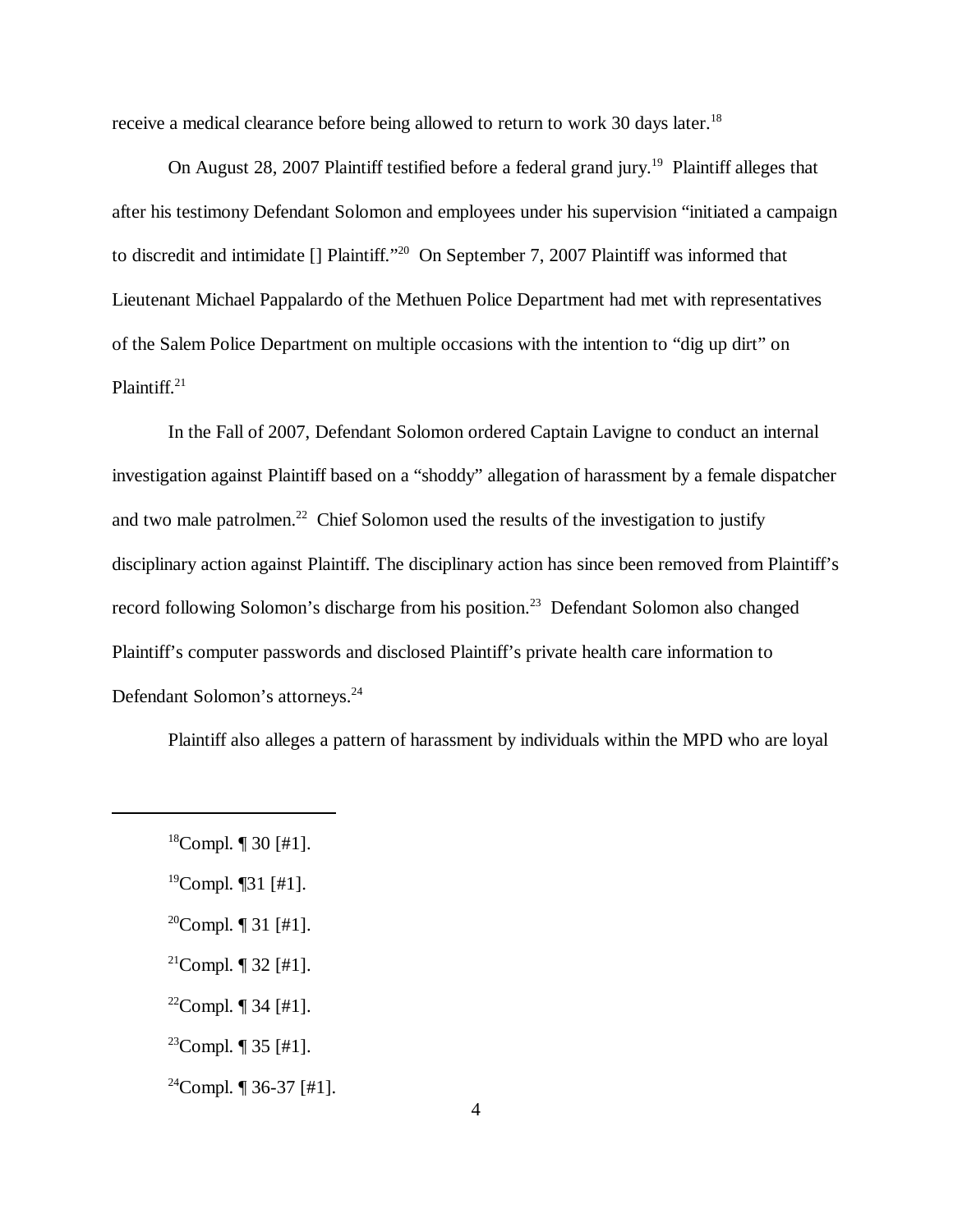receive a medical clearance before being allowed to return to work 30 days later.[18]

On August 28, 2007 Plaintiff testified before a federal grand jury.[19] Plaintiff alleges that after his testimony Defendant Solomon and employees under his supervision "initiated a campaign to discredit and intimidate [] Plaintiff."[20] On September 7, 2007 Plaintiff was informed that Lieutenant Michael Pappalardo of the Methuen Police Department had met with representatives of the Salem Police Department on multiple occasions with the intention to "dig up dirt" on Plaintiff.[21]

In the Fall of 2007, Defendant Solomon ordered Captain Lavigne to conduct an internal investigation against Plaintiff based on a "shoddy" allegation of harassment by a female dispatcher and two male patrolmen.[22] Chief Solomon used the results of the investigation to justify disciplinary action against Plaintiff. The disciplinary action has since been removed from Plaintiff's record following Solomon's discharge from his position.[23] Defendant Solomon also changed Plaintiff's computer passwords and disclosed Plaintiff's private health care information to Defendant Solomon's attorneys.[24]

Plaintiff also alleges a pattern of harassment by individuals within the MPD who are loyal

---

[18] Compl. ¶ 30 [#1].

[19] Compl. ¶31 [#1].

[20] Compl. ¶ 31 [#1].

[21] Compl. ¶ 32 [#1].

[22] Compl. ¶ 34 [#1].

[23] Compl. ¶ 35 [#1].

[24] Compl. ¶ 36-37 [#1].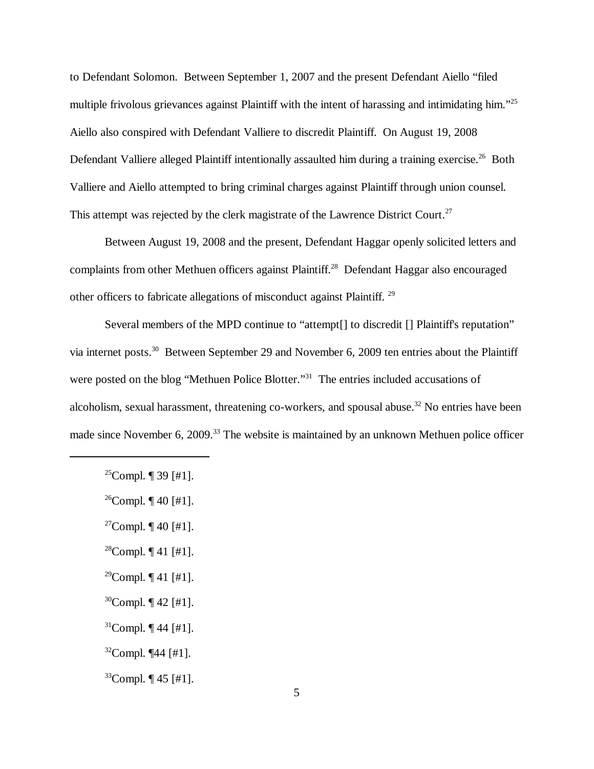to Defendant Solomon. Between September 1, 2007 and the present Defendant Aiello "filed multiple frivolous grievances against Plaintiff with the intent of harassing and intimidating him."[25] Aiello also conspired with Defendant Valliere to discredit Plaintiff. On August 19, 2008 Defendant Valliere alleged Plaintiff intentionally assaulted him during a training exercise.[26] Both Valliere and Aiello attempted to bring criminal charges against Plaintiff through union counsel. This attempt was rejected by the clerk magistrate of the Lawrence District Court.[27]

Between August 19, 2008 and the present, Defendant Haggar openly solicited letters and complaints from other Methuen officers against Plaintiff.[28] Defendant Haggar also encouraged other officers to fabricate allegations of misconduct against Plaintiff. [29]

Several members of the MPD continue to "attempt[] to discredit [] Plaintiff's reputation" via internet posts.[30] Between September 29 and November 6, 2009 ten entries about the Plaintiff were posted on the blog "Methuen Police Blotter."[31] The entries included accusations of alcoholism, sexual harassment, threatening co-workers, and spousal abuse.[32] No entries have been made since November 6, 2009.[33] The website is maintained by an unknown Methuen police officer

---

[25] Compl. ¶ 39 [#1].

[26] Compl. ¶ 40 [#1].

[27] Compl. ¶ 40 [#1].

[28] Compl. ¶ 41 [#1].

[29] Compl. ¶ 41 [#1].

[30] Compl. ¶ 42 [#1].

[31] Compl. ¶ 44 [#1].

[32] Compl. ¶44 [#1].

[33] Compl. ¶ 45 [#1].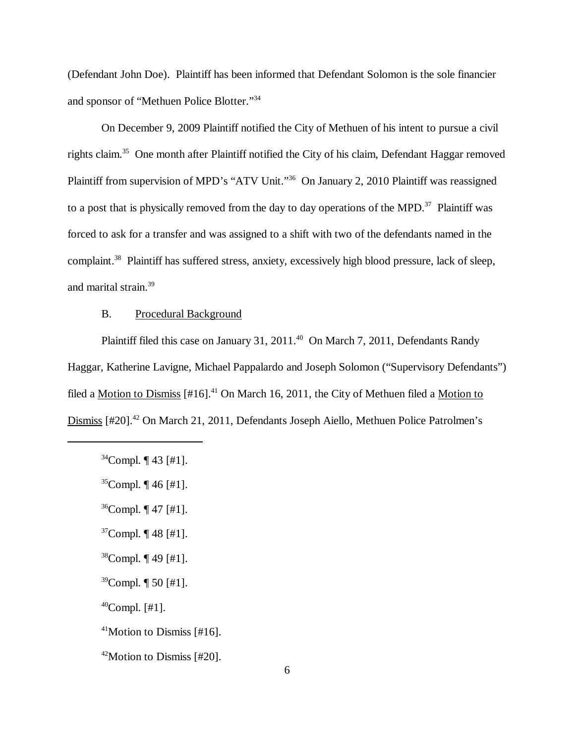(Defendant John Doe). Plaintiff has been informed that Defendant Solomon is the sole financier and sponsor of "Methuen Police Blotter."[34]

On December 9, 2009 Plaintiff notified the City of Methuen of his intent to pursue a civil rights claim.[35] One month after Plaintiff notified the City of his claim, Defendant Haggar removed Plaintiff from supervision of MPD's "ATV Unit."[36] On January 2, 2010 Plaintiff was reassigned to a post that is physically removed from the day to day operations of the MPD.[37] Plaintiff was forced to ask for a transfer and was assigned to a shift with two of the defendants named in the complaint.[38] Plaintiff has suffered stress, anxiety, excessively high blood pressure, lack of sleep, and marital strain.[39]

B. Procedural Background

Plaintiff filed this case on January 31, 2011.[40] On March 7, 2011, Defendants Randy Haggar, Katherine Lavigne, Michael Pappalardo and Joseph Solomon ("Supervisory Defendants") filed a Motion to Dismiss [#16].[41] On March 16, 2011, the City of Methuen filed a Motion to Dismiss [#20].[42] On March 21, 2011, Defendants Joseph Aiello, Methuen Police Patrolmen's

---

[34] Compl. ¶ 43 [#1].

[35] Compl. ¶ 46 [#1].

[36] Compl. ¶ 47 [#1].

[37] Compl. ¶ 48 [#1].

[38] Compl. ¶ 49 [#1].

[39] Compl. ¶ 50 [#1].

[40] Compl. [#1].

[41] Motion to Dismiss [#16].

[42] Motion to Dismiss [#20].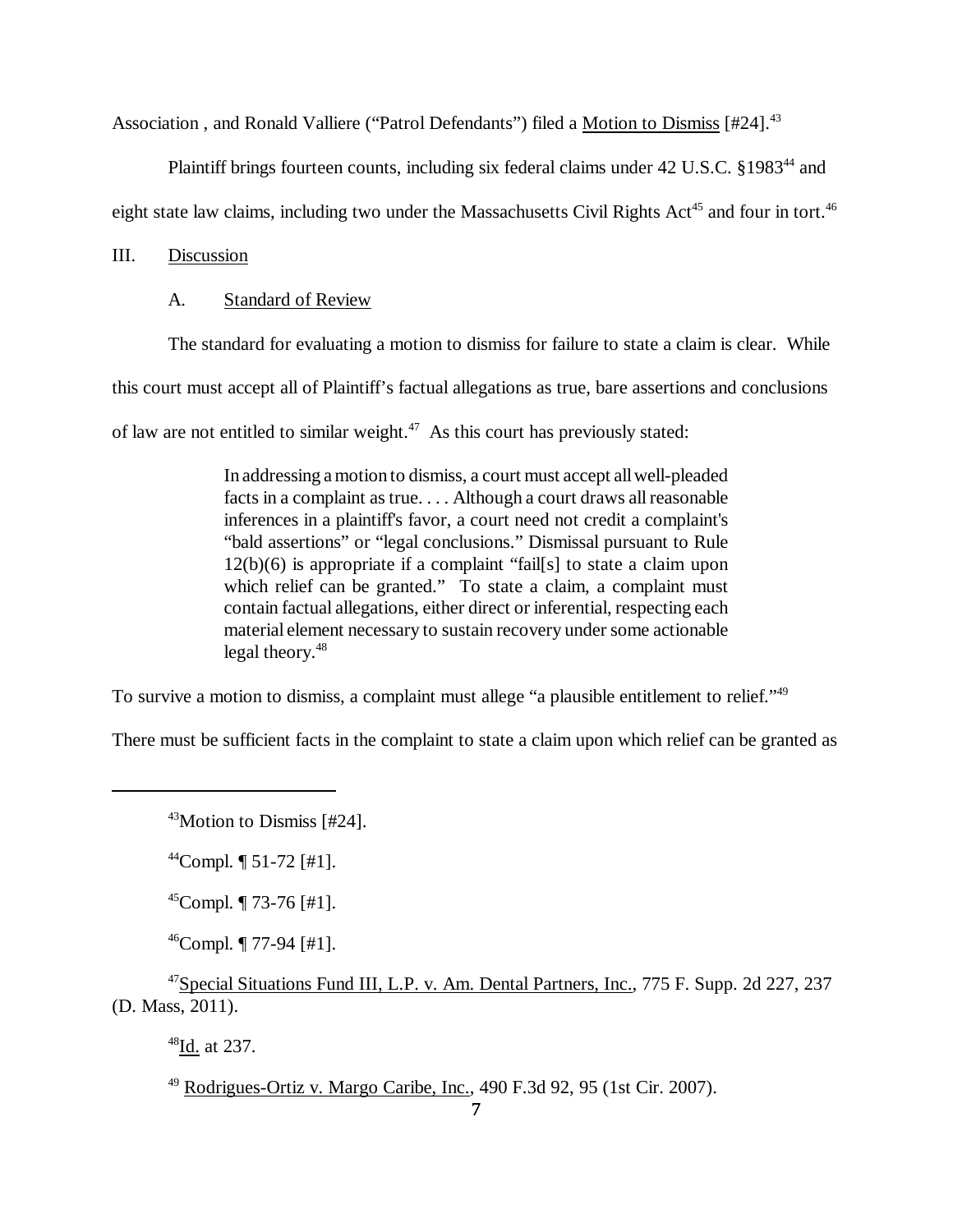Association , and Ronald Valliere ("Patrol Defendants") filed a Motion to Dismiss [#24].[43]

Plaintiff brings fourteen counts, including six federal claims under 42 U.S.C. §1983[44] and eight state law claims, including two under the Massachusetts Civil Rights Act[45] and four in tort.[46]

III. Discussion

A. Standard of Review

The standard for evaluating a motion to dismiss for failure to state a claim is clear. While this court must accept all of Plaintiff's factual allegations as true, bare assertions and conclusions of law are not entitled to similar weight.[47] As this court has previously stated:

> In addressing a motion to dismiss, a court must accept all well-pleaded facts in a complaint as true. . . . Although a court draws all reasonable inferences in a plaintiff's favor, a court need not credit a complaint's "bald assertions" or "legal conclusions." Dismissal pursuant to Rule 12(b)(6) is appropriate if a complaint "fail[s] to state a claim upon which relief can be granted." To state a claim, a complaint must contain factual allegations, either direct or inferential, respecting each material element necessary to sustain recovery under some actionable legal theory.[48]

To survive a motion to dismiss, a complaint must allege "a plausible entitlement to relief."[49] There must be sufficient facts in the complaint to state a claim upon which relief can be granted as

---

[43] Motion to Dismiss [#24].

[44] Compl. ¶ 51-72 [#1].

[45] Compl. ¶ 73-76 [#1].

[46] Compl. ¶ 77-94 [#1].

[47] Special Situations Fund III, L.P. v. Am. Dental Partners, Inc., 775 F. Supp. 2d 227, 237 (D. Mass, 2011).

[48] Id. at 237.

[49] Rodrigues-Ortiz v. Margo Caribe, Inc., 490 F.3d 92, 95 (1st Cir. 2007).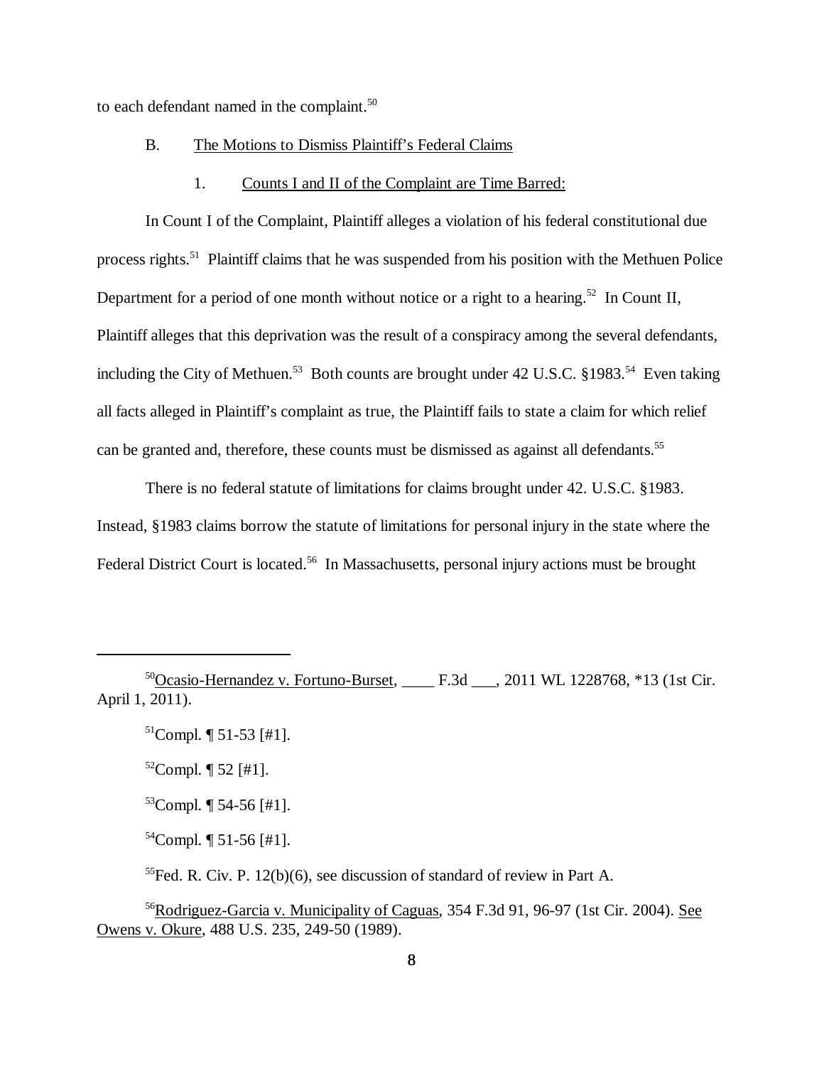to each defendant named in the complaint.[50]

B. The Motions to Dismiss Plaintiff's Federal Claims

1. Counts I and II of the Complaint are Time Barred:

In Count I of the Complaint, Plaintiff alleges a violation of his federal constitutional due process rights.[51] Plaintiff claims that he was suspended from his position with the Methuen Police Department for a period of one month without notice or a right to a hearing.[52] In Count II, Plaintiff alleges that this deprivation was the result of a conspiracy among the several defendants, including the City of Methuen.[53] Both counts are brought under 42 U.S.C. §1983.[54] Even taking all facts alleged in Plaintiff's complaint as true, the Plaintiff fails to state a claim for which relief can be granted and, therefore, these counts must be dismissed as against all defendants.[55]

There is no federal statute of limitations for claims brought under 42. U.S.C. §1983. Instead, §1983 claims borrow the statute of limitations for personal injury in the state where the Federal District Court is located.[56] In Massachusetts, personal injury actions must be brought

---

[50] Ocasio-Hernandez v. Fortuno-Burset, ____ F.3d ___, 2011 WL 1228768, *13 (1st Cir. April 1, 2011).

[51] Compl. ¶ 51-53 [#1].

[52] Compl. ¶ 52 [#1].

[53] Compl. ¶ 54-56 [#1].

[54] Compl. ¶ 51-56 [#1].

[55] Fed. R. Civ. P. 12(b)(6), see discussion of standard of review in Part A.

[56] Rodriguez-Garcia v. Municipality of Caguas, 354 F.3d 91, 96-97 (1st Cir. 2004). See Owens v. Okure, 488 U.S. 235, 249-50 (1989).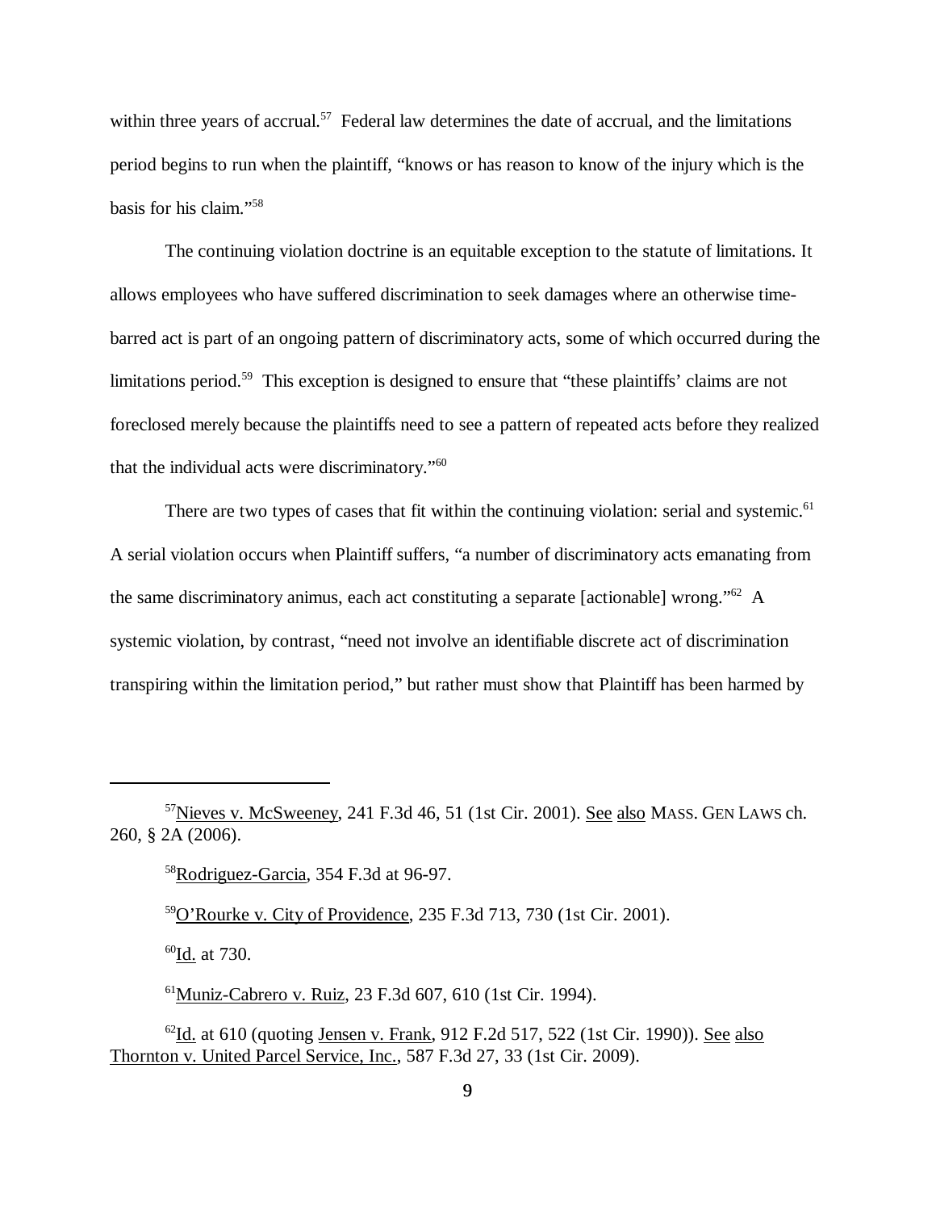within three years of accrual.[57] Federal law determines the date of accrual, and the limitations period begins to run when the plaintiff, "knows or has reason to know of the injury which is the basis for his claim."[58]

The continuing violation doctrine is an equitable exception to the statute of limitations. It allows employees who have suffered discrimination to seek damages where an otherwise time-barred act is part of an ongoing pattern of discriminatory acts, some of which occurred during the limitations period.[59] This exception is designed to ensure that "these plaintiffs' claims are not foreclosed merely because the plaintiffs need to see a pattern of repeated acts before they realized that the individual acts were discriminatory."[60]

There are two types of cases that fit within the continuing violation: serial and systemic.[61] A serial violation occurs when Plaintiff suffers, "a number of discriminatory acts emanating from the same discriminatory animus, each act constituting a separate [actionable] wrong."[62] A systemic violation, by contrast, "need not involve an identifiable discrete act of discrimination transpiring within the limitation period," but rather must show that Plaintiff has been harmed by

---

[57] Nieves v. McSweeney, 241 F.3d 46, 51 (1st Cir. 2001). See also MASS. GEN LAWS ch. 260, § 2A (2006).

[58] Rodriguez-Garcia, 354 F.3d at 96-97.

[59] O'Rourke v. City of Providence, 235 F.3d 713, 730 (1st Cir. 2001).

[60] Id. at 730.

[61] Muniz-Cabrero v. Ruiz, 23 F.3d 607, 610 (1st Cir. 1994).

[62] Id. at 610 (quoting Jensen v. Frank, 912 F.2d 517, 522 (1st Cir. 1990)). See also Thornton v. United Parcel Service, Inc., 587 F.3d 27, 33 (1st Cir. 2009).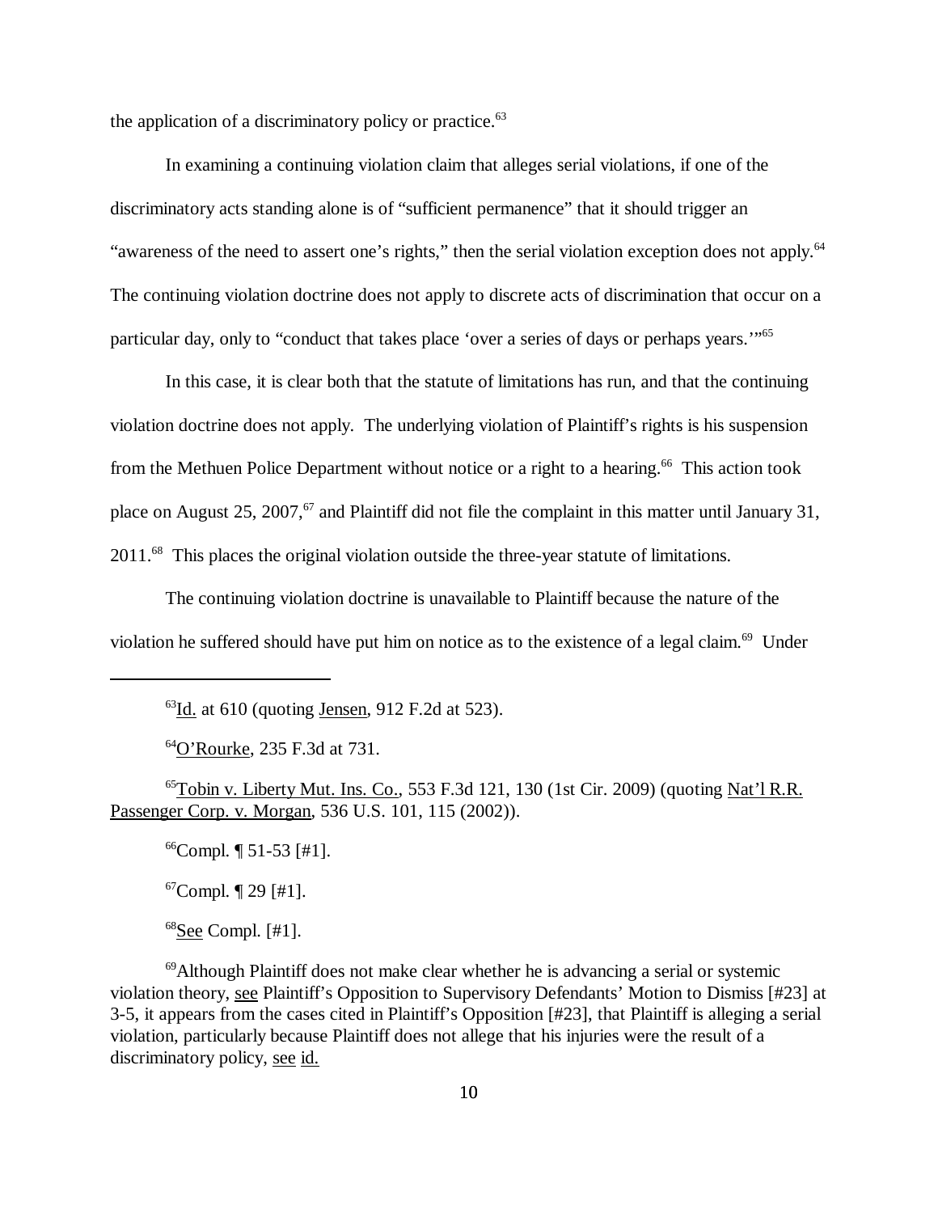the application of a discriminatory policy or practice.[63]

In examining a continuing violation claim that alleges serial violations, if one of the discriminatory acts standing alone is of "sufficient permanence" that it should trigger an "awareness of the need to assert one's rights," then the serial violation exception does not apply.[64] The continuing violation doctrine does not apply to discrete acts of discrimination that occur on a particular day, only to "conduct that takes place 'over a series of days or perhaps years.'"[65]

In this case, it is clear both that the statute of limitations has run, and that the continuing violation doctrine does not apply. The underlying violation of Plaintiff's rights is his suspension from the Methuen Police Department without notice or a right to a hearing.[66] This action took place on August 25, 2007,[67] and Plaintiff did not file the complaint in this matter until January 31, 2011.[68] This places the original violation outside the three-year statute of limitations.

The continuing violation doctrine is unavailable to Plaintiff because the nature of the violation he suffered should have put him on notice as to the existence of a legal claim.[69] Under

---

[63] Id. at 610 (quoting Jensen, 912 F.2d at 523).

[64] O'Rourke, 235 F.3d at 731.

[65] Tobin v. Liberty Mut. Ins. Co., 553 F.3d 121, 130 (1st Cir. 2009) (quoting Nat'l R.R. Passenger Corp. v. Morgan, 536 U.S. 101, 115 (2002)).

[66] Compl. ¶ 51-53 [#1].

[67] Compl. ¶ 29 [#1].

[68] See Compl. [#1].

[69] Although Plaintiff does not make clear whether he is advancing a serial or systemic violation theory, see Plaintiff's Opposition to Supervisory Defendants' Motion to Dismiss [#23] at 3-5, it appears from the cases cited in Plaintiff's Opposition [#23], that Plaintiff is alleging a serial violation, particularly because Plaintiff does not allege that his injuries were the result of a discriminatory policy, see id.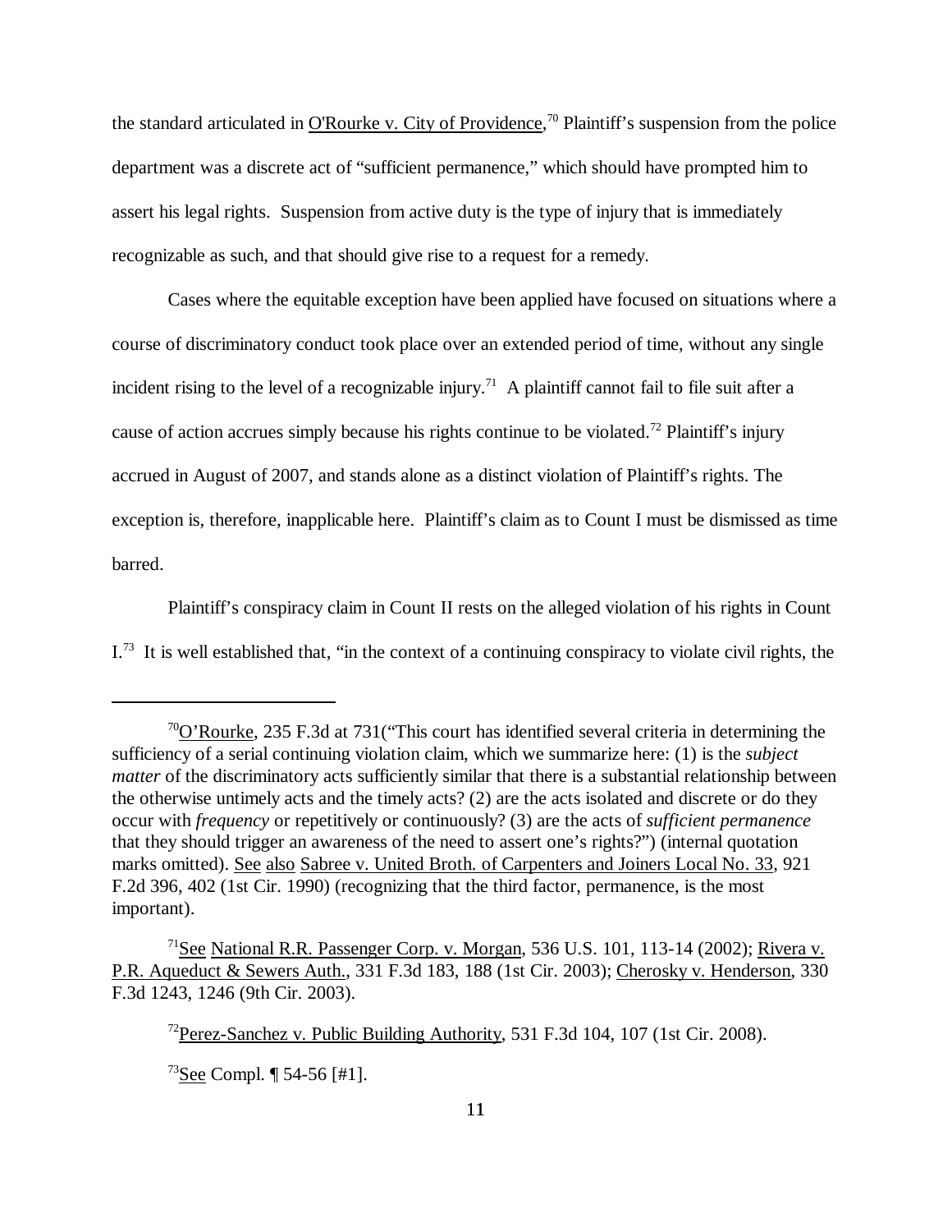the standard articulated in O'Rourke v. City of Providence,[70] Plaintiff's suspension from the police department was a discrete act of "sufficient permanence," which should have prompted him to assert his legal rights. Suspension from active duty is the type of injury that is immediately recognizable as such, and that should give rise to a request for a remedy.

Cases where the equitable exception have been applied have focused on situations where a course of discriminatory conduct took place over an extended period of time, without any single incident rising to the level of a recognizable injury.[71] A plaintiff cannot fail to file suit after a cause of action accrues simply because his rights continue to be violated.[72] Plaintiff's injury accrued in August of 2007, and stands alone as a distinct violation of Plaintiff's rights. The exception is, therefore, inapplicable here. Plaintiff's claim as to Count I must be dismissed as time barred.

Plaintiff's conspiracy claim in Count II rests on the alleged violation of his rights in Count I.[73] It is well established that, "in the context of a continuing conspiracy to violate civil rights, the

---

[70] O'Rourke, 235 F.3d at 731("This court has identified several criteria in determining the sufficiency of a serial continuing violation claim, which we summarize here: (1) is the *subject matter* of the discriminatory acts sufficiently similar that there is a substantial relationship between the otherwise untimely acts and the timely acts? (2) are the acts isolated and discrete or do they occur with *frequency* or repetitively or continuously? (3) are the acts of *sufficient permanence* that they should trigger an awareness of the need to assert one's rights?") (internal quotation marks omitted). See also Sabree v. United Broth. of Carpenters and Joiners Local No. 33, 921 F.2d 396, 402 (1st Cir. 1990) (recognizing that the third factor, permanence, is the most important).

[71] See National R.R. Passenger Corp. v. Morgan, 536 U.S. 101, 113-14 (2002); Rivera v. P.R. Aqueduct & Sewers Auth., 331 F.3d 183, 188 (1st Cir. 2003); Cherosky v. Henderson, 330 F.3d 1243, 1246 (9th Cir. 2003).

[72] Perez-Sanchez v. Public Building Authority, 531 F.3d 104, 107 (1st Cir. 2008).

[73] See Compl. ¶ 54-56 [#1].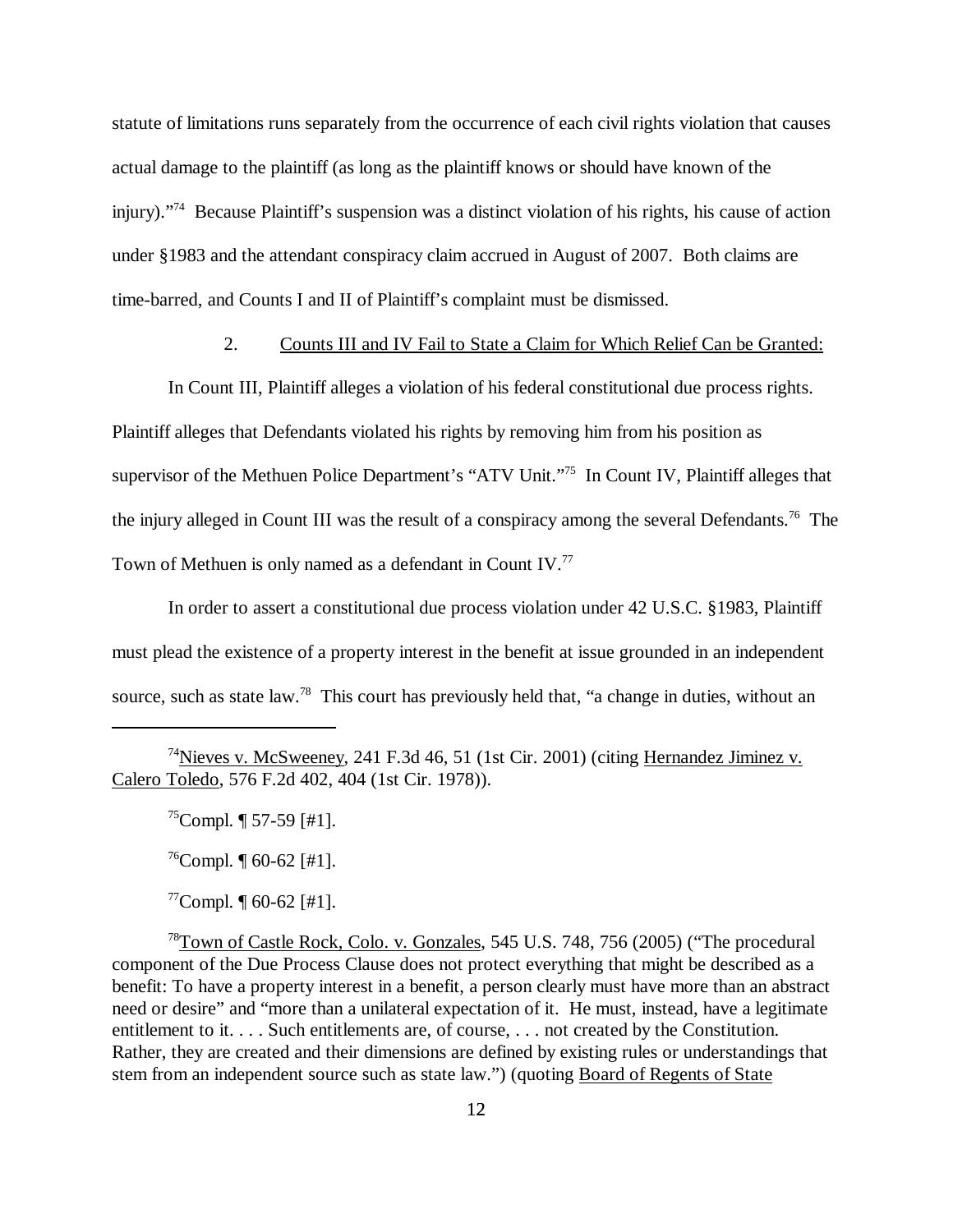statute of limitations runs separately from the occurrence of each civil rights violation that causes actual damage to the plaintiff (as long as the plaintiff knows or should have known of the injury)."[74] Because Plaintiff's suspension was a distinct violation of his rights, his cause of action under §1983 and the attendant conspiracy claim accrued in August of 2007. Both claims are time-barred, and Counts I and II of Plaintiff's complaint must be dismissed.

2. Counts III and IV Fail to State a Claim for Which Relief Can be Granted:

In Count III, Plaintiff alleges a violation of his federal constitutional due process rights. Plaintiff alleges that Defendants violated his rights by removing him from his position as supervisor of the Methuen Police Department's "ATV Unit."[75] In Count IV, Plaintiff alleges that the injury alleged in Count III was the result of a conspiracy among the several Defendants.[76] The Town of Methuen is only named as a defendant in Count IV.[77]

In order to assert a constitutional due process violation under 42 U.S.C. §1983, Plaintiff must plead the existence of a property interest in the benefit at issue grounded in an independent source, such as state law.[78] This court has previously held that, "a change in duties, without an

---

[74] Nieves v. McSweeney, 241 F.3d 46, 51 (1st Cir. 2001) (citing Hernandez Jiminez v. Calero Toledo, 576 F.2d 402, 404 (1st Cir. 1978)).

[75] Compl. ¶ 57-59 [#1].

[76] Compl. ¶ 60-62 [#1].

[77] Compl. ¶ 60-62 [#1].

[78] Town of Castle Rock, Colo. v. Gonzales, 545 U.S. 748, 756 (2005) ("The procedural component of the Due Process Clause does not protect everything that might be described as a benefit: To have a property interest in a benefit, a person clearly must have more than an abstract need or desire" and "more than a unilateral expectation of it. He must, instead, have a legitimate entitlement to it. . . . Such entitlements are, of course, . . . not created by the Constitution. Rather, they are created and their dimensions are defined by existing rules or understandings that stem from an independent source such as state law.") (quoting Board of Regents of State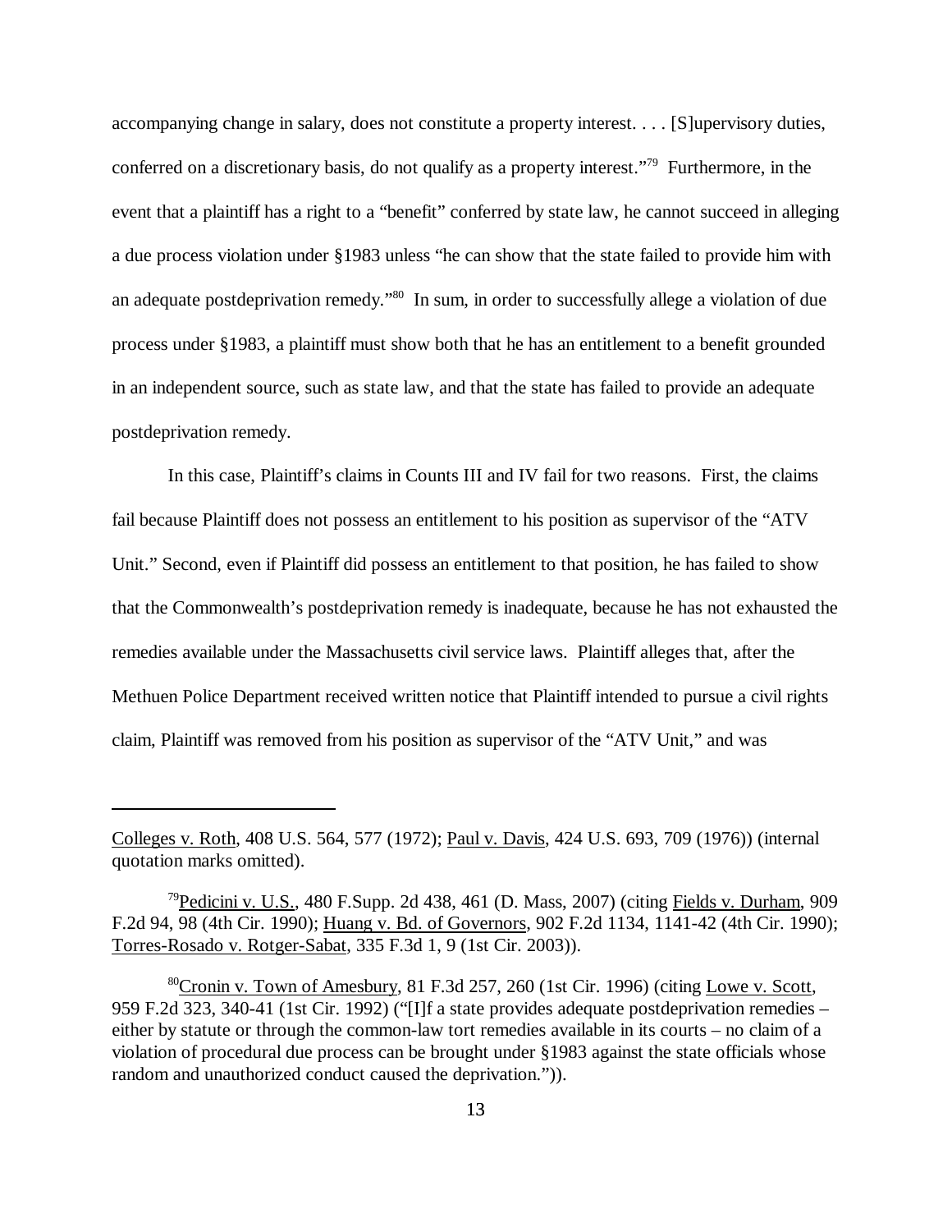accompanying change in salary, does not constitute a property interest. . . . [S]upervisory duties, conferred on a discretionary basis, do not qualify as a property interest."[79] Furthermore, in the event that a plaintiff has a right to a "benefit" conferred by state law, he cannot succeed in alleging a due process violation under §1983 unless "he can show that the state failed to provide him with an adequate postdeprivation remedy."[80] In sum, in order to successfully allege a violation of due process under §1983, a plaintiff must show both that he has an entitlement to a benefit grounded in an independent source, such as state law, and that the state has failed to provide an adequate postdeprivation remedy.

In this case, Plaintiff's claims in Counts III and IV fail for two reasons. First, the claims fail because Plaintiff does not possess an entitlement to his position as supervisor of the "ATV Unit." Second, even if Plaintiff did possess an entitlement to that position, he has failed to show that the Commonwealth's postdeprivation remedy is inadequate, because he has not exhausted the remedies available under the Massachusetts civil service laws. Plaintiff alleges that, after the Methuen Police Department received written notice that Plaintiff intended to pursue a civil rights claim, Plaintiff was removed from his position as supervisor of the "ATV Unit," and was

---

Colleges v. Roth, 408 U.S. 564, 577 (1972); Paul v. Davis, 424 U.S. 693, 709 (1976)) (internal quotation marks omitted).

[79] Pedicini v. U.S., 480 F.Supp. 2d 438, 461 (D. Mass, 2007) (citing Fields v. Durham, 909 F.2d 94, 98 (4th Cir. 1990); Huang v. Bd. of Governors, 902 F.2d 1134, 1141-42 (4th Cir. 1990); Torres-Rosado v. Rotger-Sabat, 335 F.3d 1, 9 (1st Cir. 2003)).

[80] Cronin v. Town of Amesbury, 81 F.3d 257, 260 (1st Cir. 1996) (citing Lowe v. Scott, 959 F.2d 323, 340-41 (1st Cir. 1992) ("[I]f a state provides adequate postdeprivation remedies – either by statute or through the common-law tort remedies available in its courts – no claim of a violation of procedural due process can be brought under §1983 against the state officials whose random and unauthorized conduct caused the deprivation.")).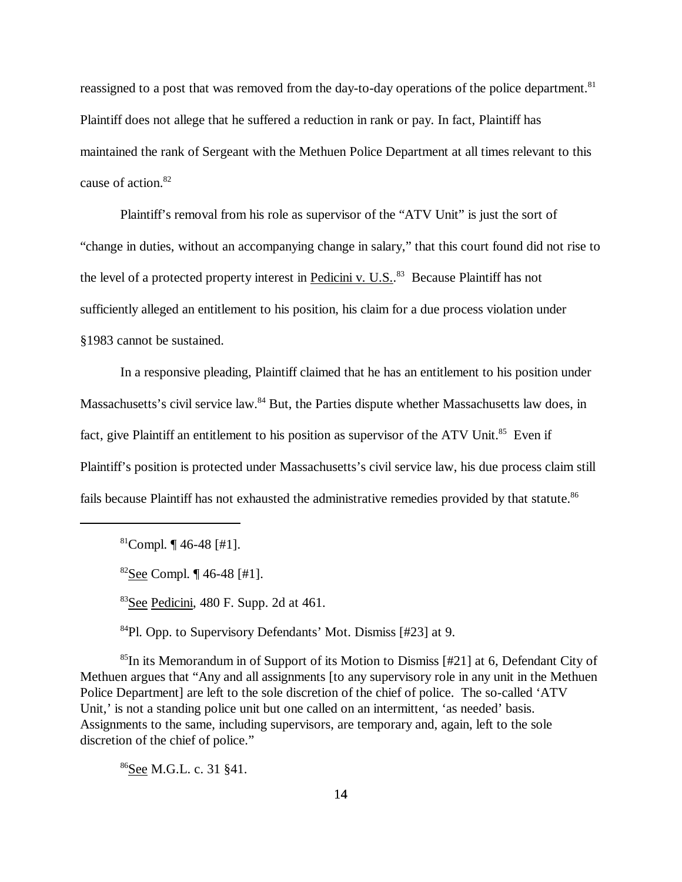reassigned to a post that was removed from the day-to-day operations of the police department.[81] Plaintiff does not allege that he suffered a reduction in rank or pay. In fact, Plaintiff has maintained the rank of Sergeant with the Methuen Police Department at all times relevant to this cause of action.[82]

Plaintiff's removal from his role as supervisor of the "ATV Unit" is just the sort of "change in duties, without an accompanying change in salary," that this court found did not rise to the level of a protected property interest in Pedicini v. U.S..[83] Because Plaintiff has not sufficiently alleged an entitlement to his position, his claim for a due process violation under §1983 cannot be sustained.

In a responsive pleading, Plaintiff claimed that he has an entitlement to his position under Massachusetts's civil service law.[84] But, the Parties dispute whether Massachusetts law does, in fact, give Plaintiff an entitlement to his position as supervisor of the ATV Unit.[85] Even if Plaintiff's position is protected under Massachusetts's civil service law, his due process claim still fails because Plaintiff has not exhausted the administrative remedies provided by that statute.[86]

---

[81] Compl. ¶ 46-48 [#1].

[82] See Compl. ¶ 46-48 [#1].

[83] See Pedicini, 480 F. Supp. 2d at 461.

[84] Pl. Opp. to Supervisory Defendants' Mot. Dismiss [#23] at 9.

[85] In its Memorandum in of Support of its Motion to Dismiss [#21] at 6, Defendant City of Methuen argues that "Any and all assignments [to any supervisory role in any unit in the Methuen Police Department] are left to the sole discretion of the chief of police. The so-called 'ATV Unit,' is not a standing police unit but one called on an intermittent, 'as needed' basis. Assignments to the same, including supervisors, are temporary and, again, left to the sole discretion of the chief of police."

[86] See M.G.L. c. 31 §41.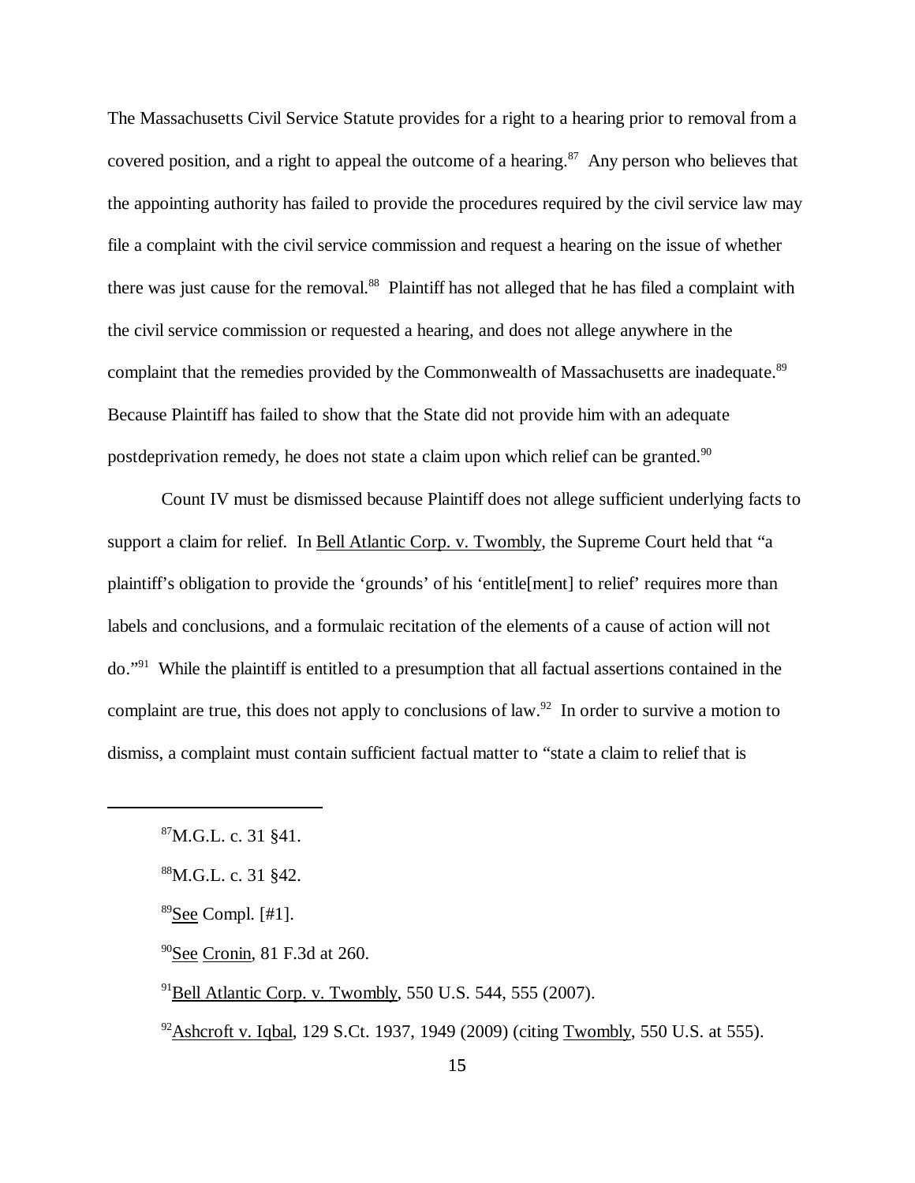The Massachusetts Civil Service Statute provides for a right to a hearing prior to removal from a covered position, and a right to appeal the outcome of a hearing.[87] Any person who believes that the appointing authority has failed to provide the procedures required by the civil service law may file a complaint with the civil service commission and request a hearing on the issue of whether there was just cause for the removal.[88] Plaintiff has not alleged that he has filed a complaint with the civil service commission or requested a hearing, and does not allege anywhere in the complaint that the remedies provided by the Commonwealth of Massachusetts are inadequate.[89] Because Plaintiff has failed to show that the State did not provide him with an adequate postdeprivation remedy, he does not state a claim upon which relief can be granted.[90]

Count IV must be dismissed because Plaintiff does not allege sufficient underlying facts to support a claim for relief. In Bell Atlantic Corp. v. Twombly, the Supreme Court held that "a plaintiff's obligation to provide the 'grounds' of his 'entitle[ment] to relief' requires more than labels and conclusions, and a formulaic recitation of the elements of a cause of action will not do."[91] While the plaintiff is entitled to a presumption that all factual assertions contained in the complaint are true, this does not apply to conclusions of law.[92] In order to survive a motion to dismiss, a complaint must contain sufficient factual matter to "state a claim to relief that is

---

[87] M.G.L. c. 31 §41.

[88] M.G.L. c. 31 §42.

[89] See Compl. [#1].

[90] See Cronin, 81 F.3d at 260.

[91] Bell Atlantic Corp. v. Twombly, 550 U.S. 544, 555 (2007).

[92] Ashcroft v. Iqbal, 129 S.Ct. 1937, 1949 (2009) (citing Twombly, 550 U.S. at 555).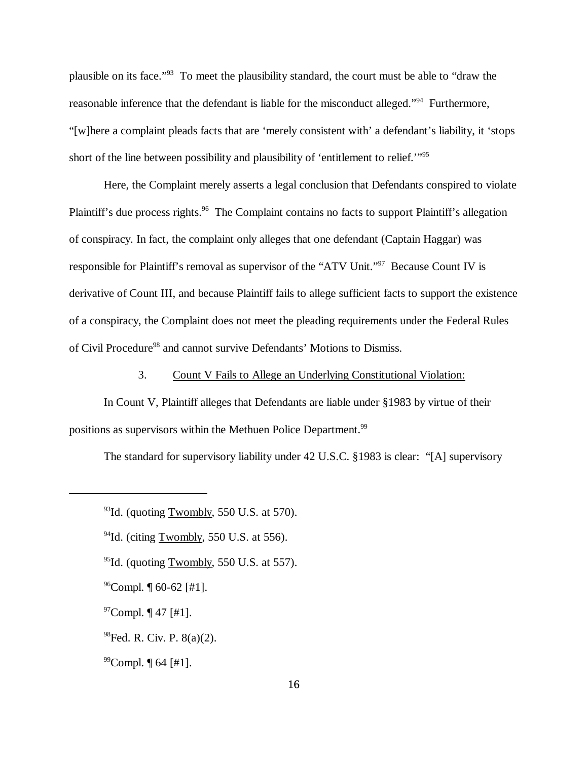plausible on its face."[93] To meet the plausibility standard, the court must be able to "draw the reasonable inference that the defendant is liable for the misconduct alleged."[94] Furthermore, "[w]here a complaint pleads facts that are 'merely consistent with' a defendant's liability, it 'stops short of the line between possibility and plausibility of 'entitlement to relief.'"[95]

Here, the Complaint merely asserts a legal conclusion that Defendants conspired to violate Plaintiff's due process rights.[96] The Complaint contains no facts to support Plaintiff's allegation of conspiracy. In fact, the complaint only alleges that one defendant (Captain Haggar) was responsible for Plaintiff's removal as supervisor of the "ATV Unit."[97] Because Count IV is derivative of Count III, and because Plaintiff fails to allege sufficient facts to support the existence of a conspiracy, the Complaint does not meet the pleading requirements under the Federal Rules of Civil Procedure[98] and cannot survive Defendants' Motions to Dismiss.

3. <u>Count V Fails to Allege an Underlying Constitutional Violation:</u>

In Count V, Plaintiff alleges that Defendants are liable under §1983 by virtue of their positions as supervisors within the Methuen Police Department.[99]

The standard for supervisory liability under 42 U.S.C. §1983 is clear: "[A] supervisory

---

[93] Id. (quoting <u>Twombly</u>, 550 U.S. at 570).

[94] Id. (citing <u>Twombly</u>, 550 U.S. at 556).

[95] Id. (quoting <u>Twombly</u>, 550 U.S. at 557).

[96] Compl. ¶ 60-62 [#1].

[97] Compl. ¶ 47 [#1].

[98] Fed. R. Civ. P. 8(a)(2).

[99] Compl. ¶ 64 [#1].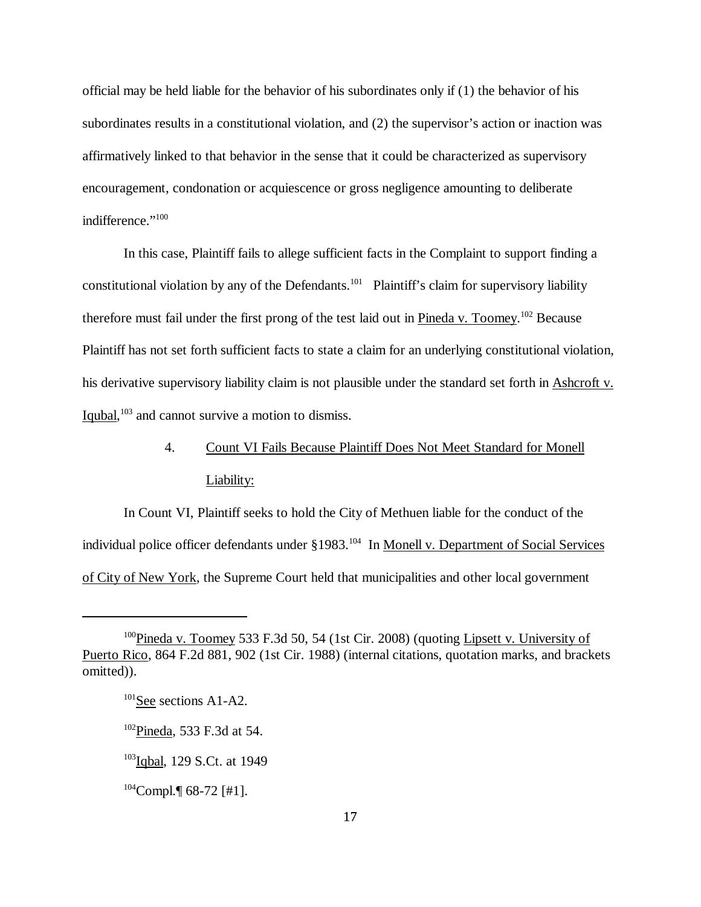official may be held liable for the behavior of his subordinates only if (1) the behavior of his subordinates results in a constitutional violation, and (2) the supervisor's action or inaction was affirmatively linked to that behavior in the sense that it could be characterized as supervisory encouragement, condonation or acquiescence or gross negligence amounting to deliberate indifference."[100]

In this case, Plaintiff fails to allege sufficient facts in the Complaint to support finding a constitutional violation by any of the Defendants.[101] Plaintiff's claim for supervisory liability therefore must fail under the first prong of the test laid out in Pineda v. Toomey.[102] Because Plaintiff has not set forth sufficient facts to state a claim for an underlying constitutional violation, his derivative supervisory liability claim is not plausible under the standard set forth in Ashcroft v. Iqubal,[103] and cannot survive a motion to dismiss.

4. Count VI Fails Because Plaintiff Does Not Meet Standard for Monell Liability:

In Count VI, Plaintiff seeks to hold the City of Methuen liable for the conduct of the individual police officer defendants under §1983.[104] In Monell v. Department of Social Services of City of New York, the Supreme Court held that municipalities and other local government

---

[100] Pineda v. Toomey 533 F.3d 50, 54 (1st Cir. 2008) (quoting Lipsett v. University of Puerto Rico, 864 F.2d 881, 902 (1st Cir. 1988) (internal citations, quotation marks, and brackets omitted)).

[101] See sections A1-A2.

[102] Pineda, 533 F.3d at 54.

[103] Iqbal, 129 S.Ct. at 1949

[104] Compl.¶ 68-72 [#1].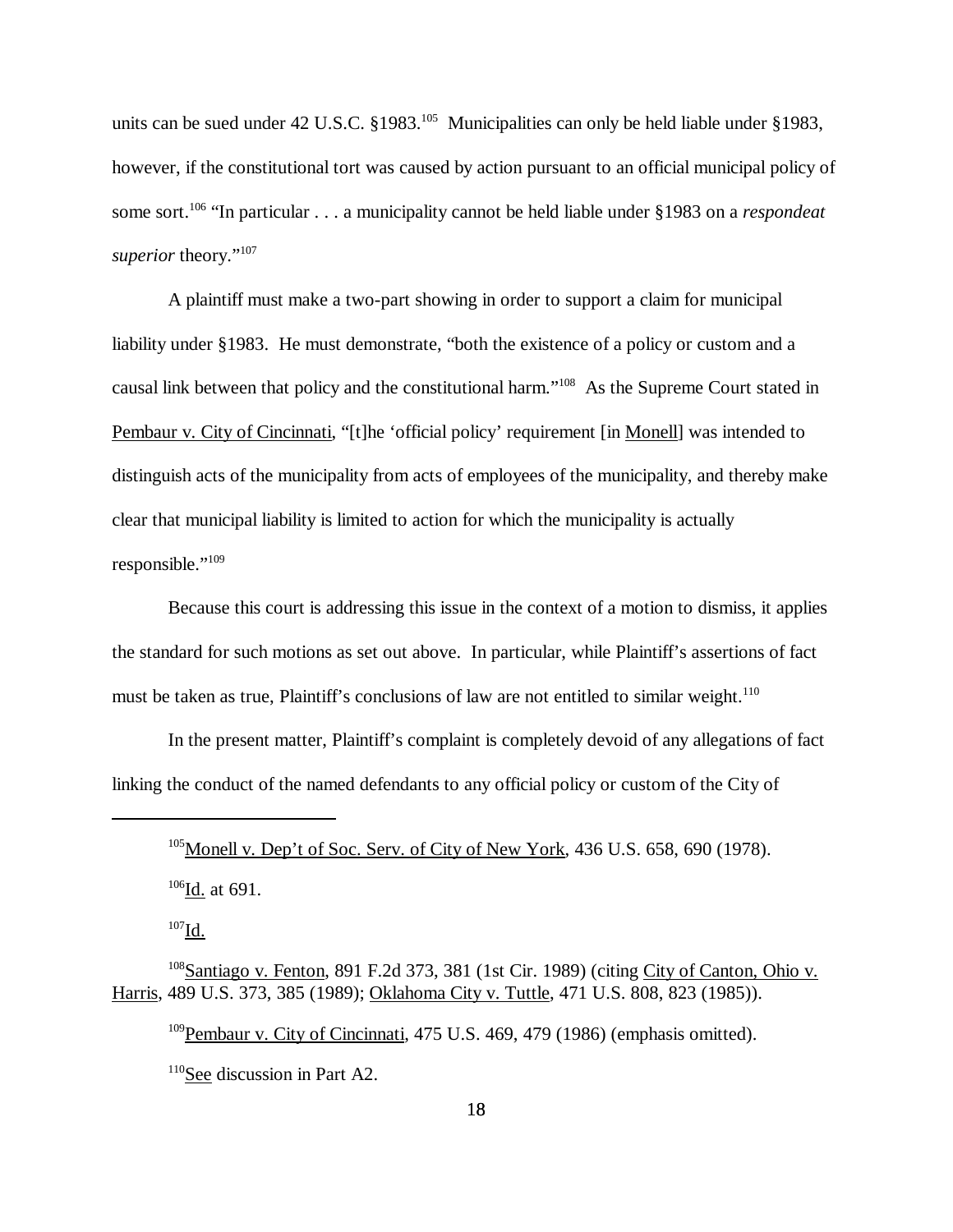units can be sued under 42 U.S.C. §1983.[105] Municipalities can only be held liable under §1983, however, if the constitutional tort was caused by action pursuant to an official municipal policy of some sort.[106] "In particular . . . a municipality cannot be held liable under §1983 on a *respondeat superior* theory."[107]

A plaintiff must make a two-part showing in order to support a claim for municipal liability under §1983. He must demonstrate, "both the existence of a policy or custom and a causal link between that policy and the constitutional harm."[108] As the Supreme Court stated in Pembaur v. City of Cincinnati, "[t]he 'official policy' requirement [in Monell] was intended to distinguish acts of the municipality from acts of employees of the municipality, and thereby make clear that municipal liability is limited to action for which the municipality is actually responsible."[109]

Because this court is addressing this issue in the context of a motion to dismiss, it applies the standard for such motions as set out above. In particular, while Plaintiff's assertions of fact must be taken as true, Plaintiff's conclusions of law are not entitled to similar weight.[110]

In the present matter, Plaintiff's complaint is completely devoid of any allegations of fact linking the conduct of the named defendants to any official policy or custom of the City of

---

[105] Monell v. Dep't of Soc. Serv. of City of New York, 436 U.S. 658, 690 (1978).

[106] Id. at 691.

[107] Id.

[108] Santiago v. Fenton, 891 F.2d 373, 381 (1st Cir. 1989) (citing City of Canton, Ohio v. Harris, 489 U.S. 373, 385 (1989); Oklahoma City v. Tuttle, 471 U.S. 808, 823 (1985)).

[109] Pembaur v. City of Cincinnati, 475 U.S. 469, 479 (1986) (emphasis omitted).

[110] See discussion in Part A2.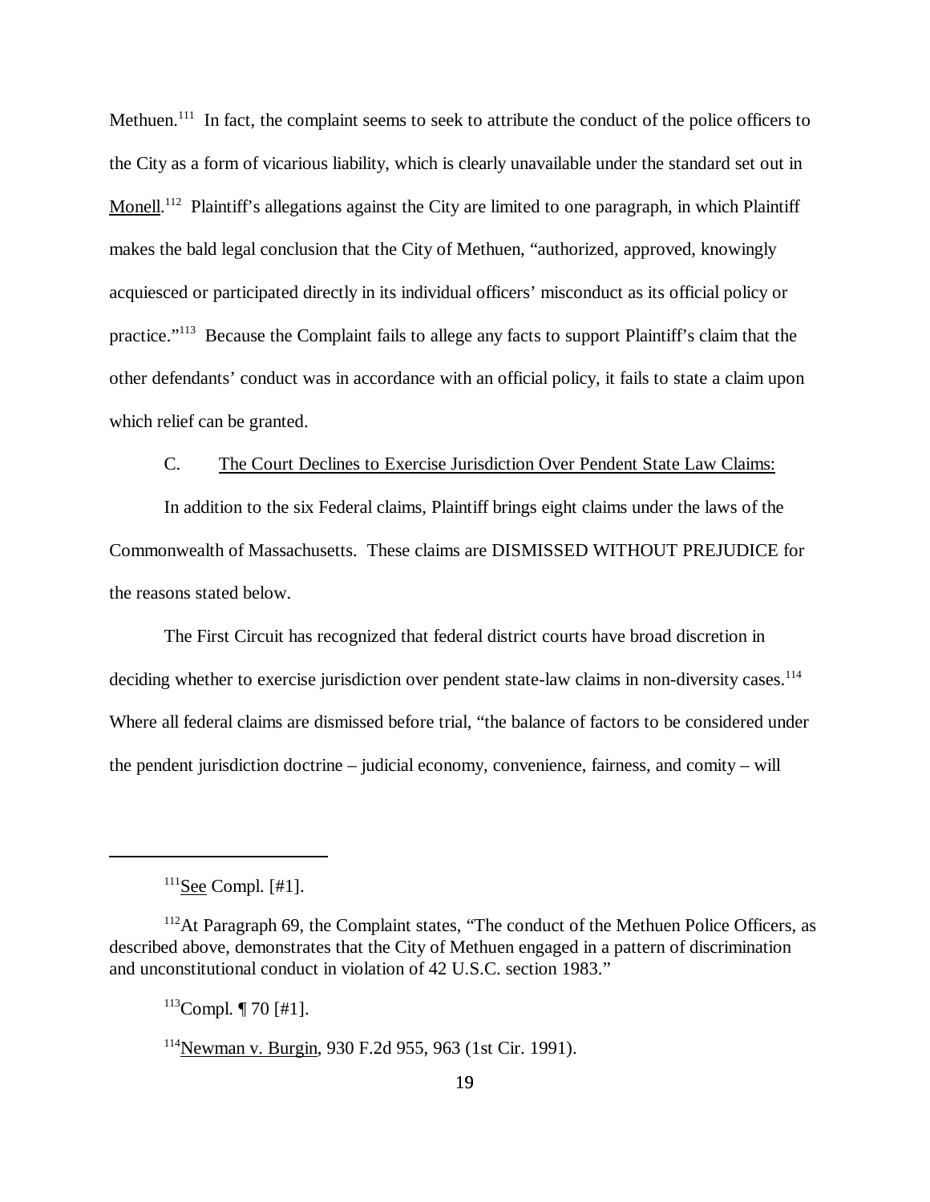Methuen.[111] In fact, the complaint seems to seek to attribute the conduct of the police officers to the City as a form of vicarious liability, which is clearly unavailable under the standard set out in Monell.[112] Plaintiff's allegations against the City are limited to one paragraph, in which Plaintiff makes the bald legal conclusion that the City of Methuen, "authorized, approved, knowingly acquiesced or participated directly in its individual officers' misconduct as its official policy or practice."[113] Because the Complaint fails to allege any facts to support Plaintiff's claim that the other defendants' conduct was in accordance with an official policy, it fails to state a claim upon which relief can be granted.

C. The Court Declines to Exercise Jurisdiction Over Pendent State Law Claims:

In addition to the six Federal claims, Plaintiff brings eight claims under the laws of the Commonwealth of Massachusetts. These claims are DISMISSED WITHOUT PREJUDICE for the reasons stated below.

The First Circuit has recognized that federal district courts have broad discretion in deciding whether to exercise jurisdiction over pendent state-law claims in non-diversity cases.[114] Where all federal claims are dismissed before trial, "the balance of factors to be considered under the pendent jurisdiction doctrine – judicial economy, convenience, fairness, and comity – will

---

[111] See Compl. [#1].

[112] At Paragraph 69, the Complaint states, "The conduct of the Methuen Police Officers, as described above, demonstrates that the City of Methuen engaged in a pattern of discrimination and unconstitutional conduct in violation of 42 U.S.C. section 1983."

[113] Compl. ¶ 70 [#1].

[114] Newman v. Burgin, 930 F.2d 955, 963 (1st Cir. 1991).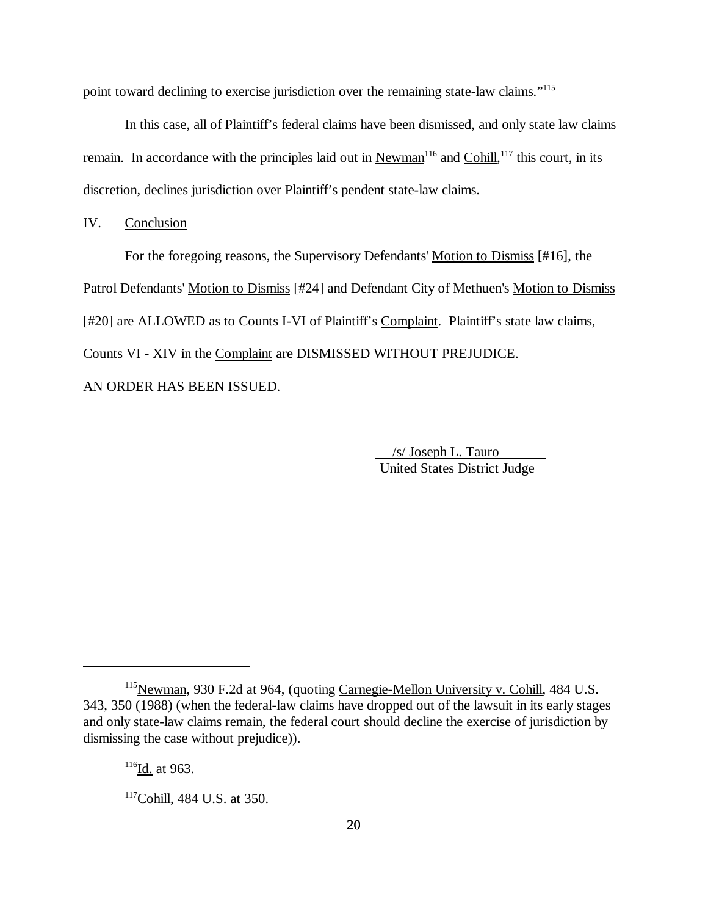point toward declining to exercise jurisdiction over the remaining state-law claims."[115]

In this case, all of Plaintiff's federal claims have been dismissed, and only state law claims remain. In accordance with the principles laid out in Newman[116] and Cohill,[117] this court, in its discretion, declines jurisdiction over Plaintiff's pendent state-law claims.

IV. Conclusion

For the foregoing reasons, the Supervisory Defendants' Motion to Dismiss [#16], the Patrol Defendants' Motion to Dismiss [#24] and Defendant City of Methuen's Motion to Dismiss [#20] are ALLOWED as to Counts I-VI of Plaintiff's Complaint. Plaintiff's state law claims, Counts VI - XIV in the Complaint are DISMISSED WITHOUT PREJUDICE.

AN ORDER HAS BEEN ISSUED.

/s/ Joseph L. Tauro
United States District Judge

---

[115] Newman, 930 F.2d at 964, (quoting Carnegie-Mellon University v. Cohill, 484 U.S. 343, 350 (1988) (when the federal-law claims have dropped out of the lawsuit in its early stages and only state-law claims remain, the federal court should decline the exercise of jurisdiction by dismissing the case without prejudice)).

[116] Id. at 963.

[117] Cohill, 484 U.S. at 350.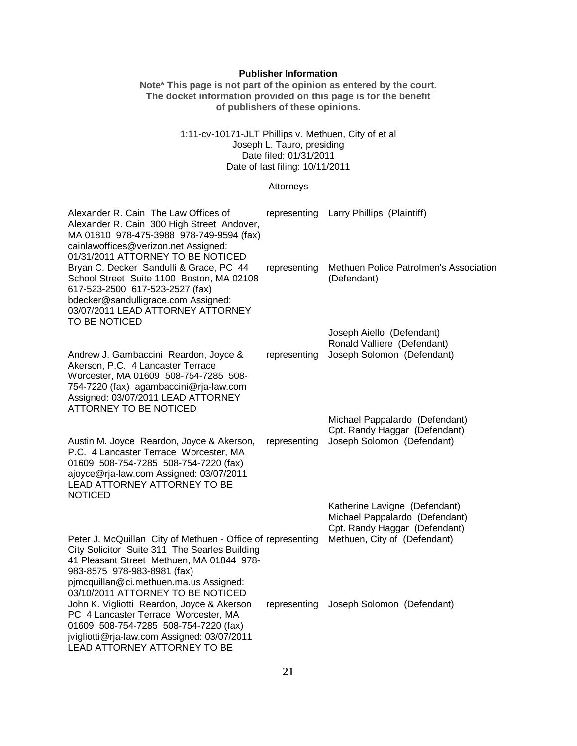**Publisher Information**

**Note\* This page is not part of the opinion as entered by the court. The docket information provided on this page is for the benefit of publishers of these opinions.**

1:11-cv-10171-JLT Phillips v. Methuen, City of et al
Joseph L. Tauro, presiding
Date filed: 01/31/2011
Date of last filing: 10/11/2011

Attorneys

| Attorney | | Party |
|---|---|---|
| Alexander R. Cain The Law Offices of Alexander R. Cain 300 High Street Andover, MA 01810 978-475-3988 978-749-9594 (fax) cainlawoffices@verizon.net Assigned: 01/31/2011 ATTORNEY TO BE NOTICED | representing | Larry Phillips (Plaintiff) |
| Bryan C. Decker Sandulli & Grace, PC 44 School Street Suite 1100 Boston, MA 02108 617-523-2500 617-523-2527 (fax) bdecker@sandulligrace.com Assigned: 03/07/2011 LEAD ATTORNEY ATTORNEY TO BE NOTICED | representing | Methuen Police Patrolmen's Association (Defendant) |
| | | Joseph Aiello (Defendant) |
| | | Ronald Valliere (Defendant) |
| Andrew J. Gambaccini Reardon, Joyce & Akerson, P.C. 4 Lancaster Terrace Worcester, MA 01609 508-754-7285 508-754-7220 (fax) agambaccini@rja-law.com Assigned: 03/07/2011 LEAD ATTORNEY ATTORNEY TO BE NOTICED | representing | Joseph Solomon (Defendant) |
| | | Michael Pappalardo (Defendant) |
| | | Cpt. Randy Haggar (Defendant) |
| Austin M. Joyce Reardon, Joyce & Akerson, P.C. 4 Lancaster Terrace Worcester, MA 01609 508-754-7285 508-754-7220 (fax) ajoyce@rja-law.com Assigned: 03/07/2011 LEAD ATTORNEY ATTORNEY TO BE NOTICED | representing | Joseph Solomon (Defendant) |
| | | Katherine Lavigne (Defendant) |
| | | Michael Pappalardo (Defendant) |
| | | Cpt. Randy Haggar (Defendant) |
| Peter J. McQuillan City of Methuen - Office of City Solicitor Suite 311 The Searles Building 41 Pleasant Street Methuen, MA 01844 978-983-8575 978-983-8981 (fax) pjmcquillan@ci.methuen.ma.us Assigned: 03/10/2011 ATTORNEY TO BE NOTICED | representing | Methuen, City of (Defendant) |
| John K. Vigliotti Reardon, Joyce & Akerson PC 4 Lancaster Terrace Worcester, MA 01609 508-754-7285 508-754-7220 (fax) jvigliotti@rja-law.com Assigned: 03/07/2011 LEAD ATTORNEY ATTORNEY TO BE | representing | Joseph Solomon (Defendant) |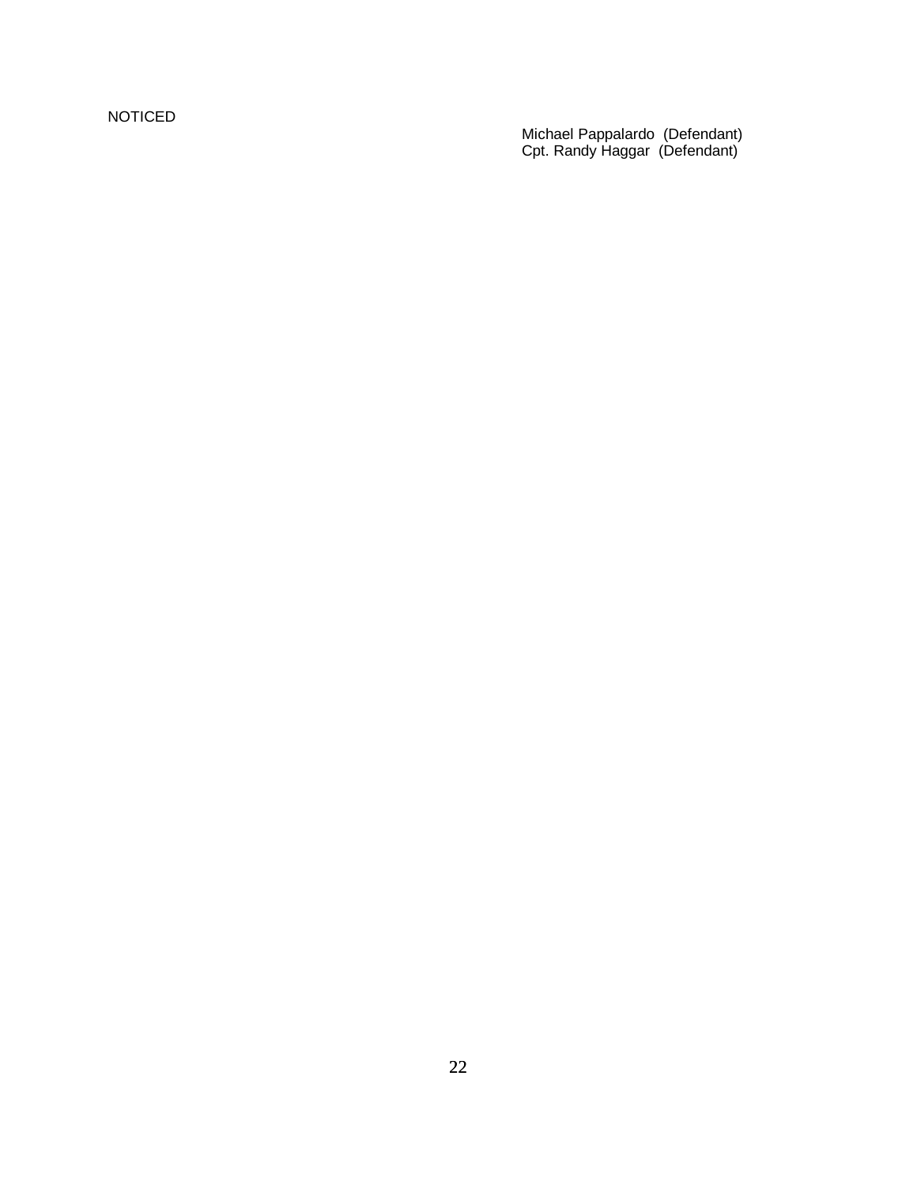NOTICED

Michael Pappalardo (Defendant)
Cpt. Randy Haggar (Defendant)